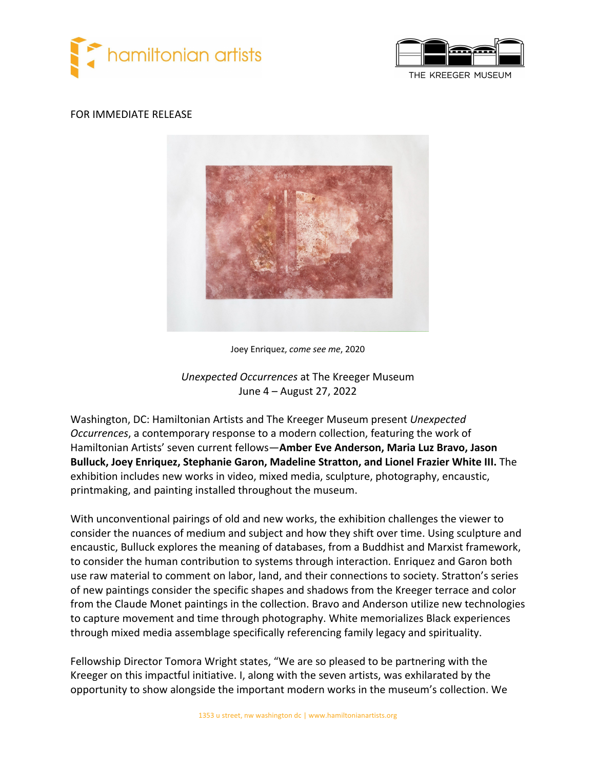hamiltonian artists

THE KREEGER MUSEUM

FOR IMMEDIATE RELEASE

Joey Enriquez, *come see me*, 2020

*Unexpected Occurrences* at The Kreeger Museum
June 4 – August 27, 2022

Washington, DC: Hamiltonian Artists and The Kreeger Museum present *Unexpected Occurrences*, a contemporary response to a modern collection, featuring the work of Hamiltonian Artists' seven current fellows—**Amber Eve Anderson, Maria Luz Bravo, Jason Bulluck, Joey Enriquez, Stephanie Garon, Madeline Stratton, and Lionel Frazier White III.** The exhibition includes new works in video, mixed media, sculpture, photography, encaustic, printmaking, and painting installed throughout the museum.

With unconventional pairings of old and new works, the exhibition challenges the viewer to consider the nuances of medium and subject and how they shift over time. Using sculpture and encaustic, Bulluck explores the meaning of databases, from a Buddhist and Marxist framework, to consider the human contribution to systems through interaction. Enriquez and Garon both use raw material to comment on labor, land, and their connections to society. Stratton's series of new paintings consider the specific shapes and shadows from the Kreeger terrace and color from the Claude Monet paintings in the collection. Bravo and Anderson utilize new technologies to capture movement and time through photography. White memorializes Black experiences through mixed media assemblage specifically referencing family legacy and spirituality.

Fellowship Director Tomora Wright states, "We are so pleased to be partnering with the Kreeger on this impactful initiative. I, along with the seven artists, was exhilarated by the opportunity to show alongside the important modern works in the museum's collection. We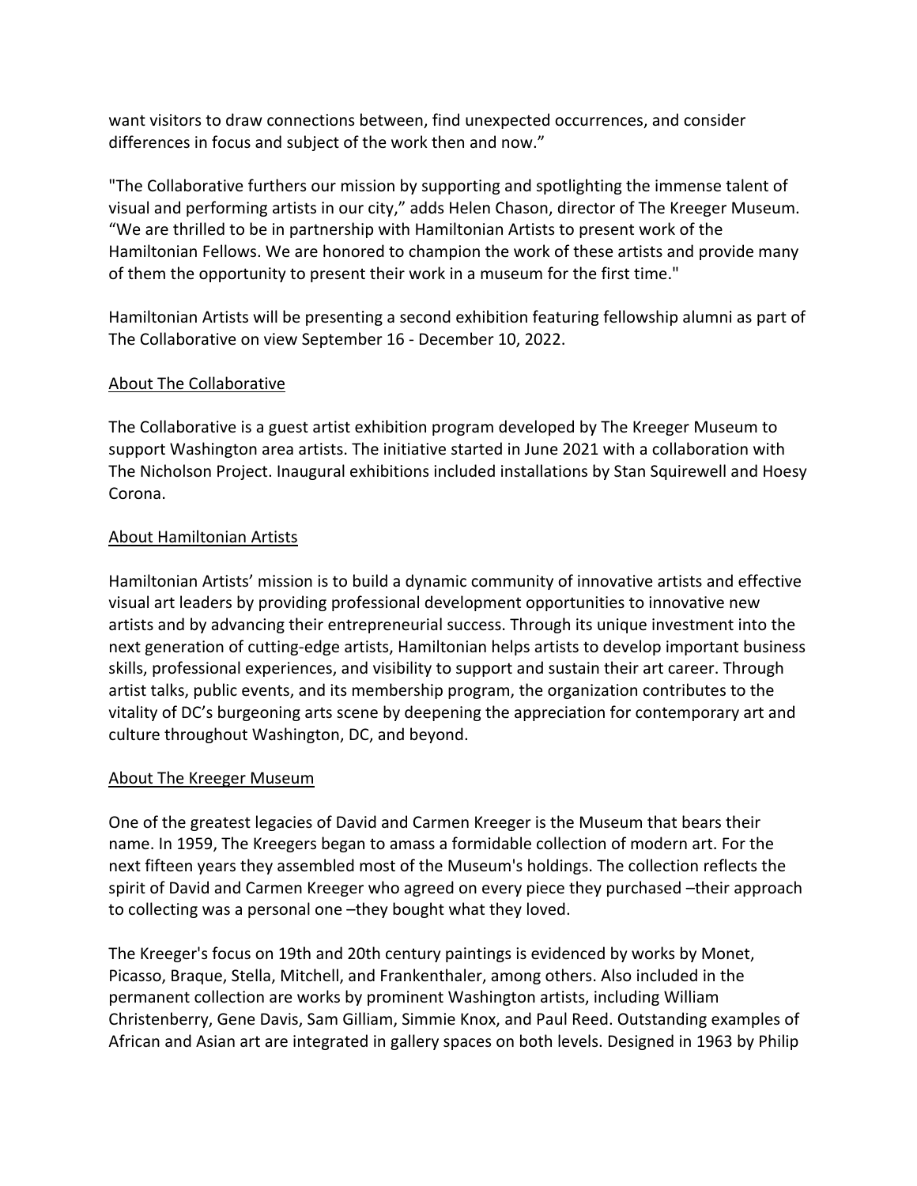want visitors to draw connections between, find unexpected occurrences, and consider differences in focus and subject of the work then and now."

"The Collaborative furthers our mission by supporting and spotlighting the immense talent of visual and performing artists in our city," adds Helen Chason, director of The Kreeger Museum. "We are thrilled to be in partnership with Hamiltonian Artists to present work of the Hamiltonian Fellows. We are honored to champion the work of these artists and provide many of them the opportunity to present their work in a museum for the first time."

Hamiltonian Artists will be presenting a second exhibition featuring fellowship alumni as part of The Collaborative on view September 16 - December 10, 2022.

## About The Collaborative

The Collaborative is a guest artist exhibition program developed by The Kreeger Museum to support Washington area artists. The initiative started in June 2021 with a collaboration with The Nicholson Project. Inaugural exhibitions included installations by Stan Squirewell and Hoesy Corona.

## About Hamiltonian Artists

Hamiltonian Artists' mission is to build a dynamic community of innovative artists and effective visual art leaders by providing professional development opportunities to innovative new artists and by advancing their entrepreneurial success. Through its unique investment into the next generation of cutting-edge artists, Hamiltonian helps artists to develop important business skills, professional experiences, and visibility to support and sustain their art career. Through artist talks, public events, and its membership program, the organization contributes to the vitality of DC's burgeoning arts scene by deepening the appreciation for contemporary art and culture throughout Washington, DC, and beyond.

## About The Kreeger Museum

One of the greatest legacies of David and Carmen Kreeger is the Museum that bears their name. In 1959, The Kreegers began to amass a formidable collection of modern art. For the next fifteen years they assembled most of the Museum's holdings. The collection reflects the spirit of David and Carmen Kreeger who agreed on every piece they purchased –their approach to collecting was a personal one –they bought what they loved.

The Kreeger's focus on 19th and 20th century paintings is evidenced by works by Monet, Picasso, Braque, Stella, Mitchell, and Frankenthaler, among others. Also included in the permanent collection are works by prominent Washington artists, including William Christenberry, Gene Davis, Sam Gilliam, Simmie Knox, and Paul Reed. Outstanding examples of African and Asian art are integrated in gallery spaces on both levels. Designed in 1963 by Philip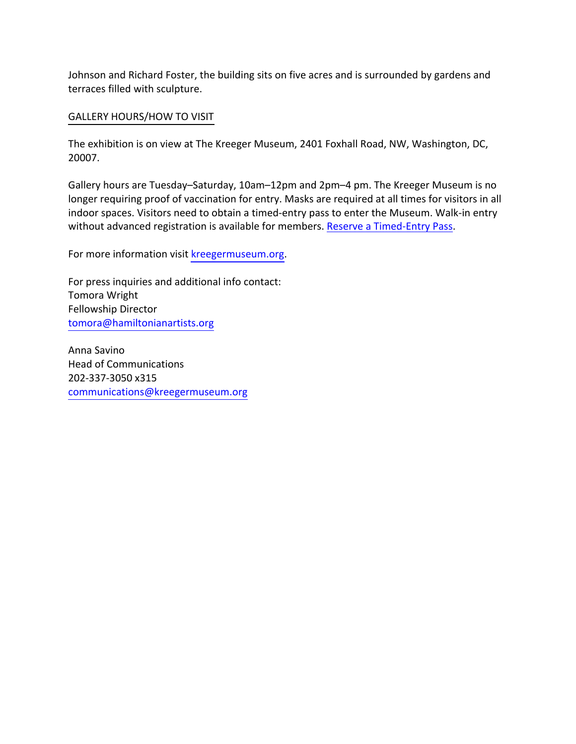Johnson and Richard Foster, the building sits on five acres and is surrounded by gardens and terraces filled with sculpture.

## GALLERY HOURS/HOW TO VISIT

The exhibition is on view at The Kreeger Museum, 2401 Foxhall Road, NW, Washington, DC, 20007.

Gallery hours are Tuesday–Saturday, 10am–12pm and 2pm–4 pm. The Kreeger Museum is no longer requiring proof of vaccination for entry. Masks are required at all times for visitors in all indoor spaces. Visitors need to obtain a timed-entry pass to enter the Museum. Walk-in entry without advanced registration is available for members. Reserve a Timed-Entry Pass.

For more information visit kreegermuseum.org.

For press inquiries and additional info contact:
Tomora Wright
Fellowship Director
tomora@hamiltonianartists.org

Anna Savino
Head of Communications
202-337-3050 x315
communications@kreegermuseum.org